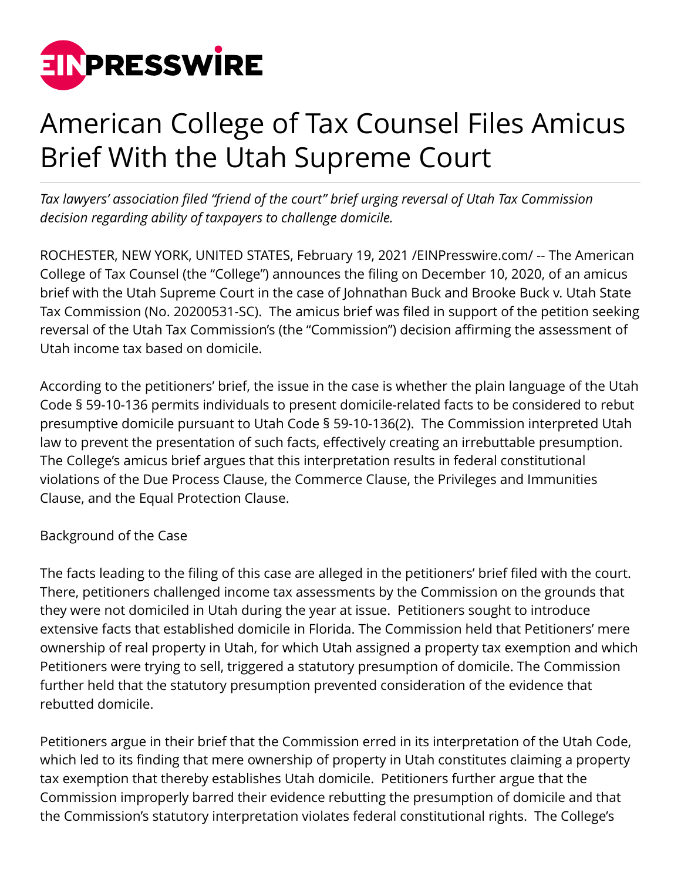# American College of Tax Counsel Files Amicus Brief With the Utah Supreme Court

*Tax lawyers' association filed "friend of the court" brief urging reversal of Utah Tax Commission decision regarding ability of taxpayers to challenge domicile.*

ROCHESTER, NEW YORK, UNITED STATES, February 19, 2021 /EINPresswire.com/ -- The American College of Tax Counsel (the "College") announces the filing on December 10, 2020, of an amicus brief with the Utah Supreme Court in the case of Johnathan Buck and Brooke Buck v. Utah State Tax Commission (No. 20200531-SC). The amicus brief was filed in support of the petition seeking reversal of the Utah Tax Commission's (the "Commission") decision affirming the assessment of Utah income tax based on domicile.

According to the petitioners' brief, the issue in the case is whether the plain language of the Utah Code § 59-10-136 permits individuals to present domicile-related facts to be considered to rebut presumptive domicile pursuant to Utah Code § 59-10-136(2). The Commission interpreted Utah law to prevent the presentation of such facts, effectively creating an irrebuttable presumption. The College's amicus brief argues that this interpretation results in federal constitutional violations of the Due Process Clause, the Commerce Clause, the Privileges and Immunities Clause, and the Equal Protection Clause.

Background of the Case

The facts leading to the filing of this case are alleged in the petitioners' brief filed with the court. There, petitioners challenged income tax assessments by the Commission on the grounds that they were not domiciled in Utah during the year at issue. Petitioners sought to introduce extensive facts that established domicile in Florida. The Commission held that Petitioners' mere ownership of real property in Utah, for which Utah assigned a property tax exemption and which Petitioners were trying to sell, triggered a statutory presumption of domicile. The Commission further held that the statutory presumption prevented consideration of the evidence that rebutted domicile.

Petitioners argue in their brief that the Commission erred in its interpretation of the Utah Code, which led to its finding that mere ownership of property in Utah constitutes claiming a property tax exemption that thereby establishes Utah domicile. Petitioners further argue that the Commission improperly barred their evidence rebutting the presumption of domicile and that the Commission's statutory interpretation violates federal constitutional rights. The College's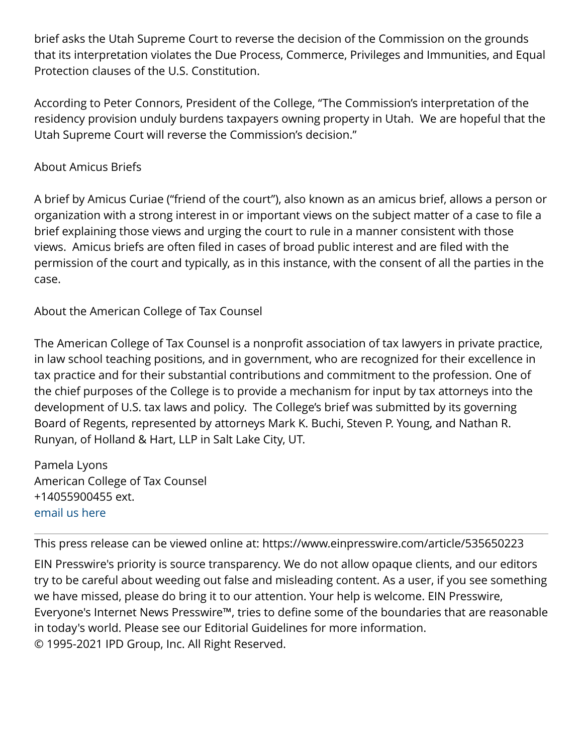brief asks the Utah Supreme Court to reverse the decision of the Commission on the grounds that its interpretation violates the Due Process, Commerce, Privileges and Immunities, and Equal Protection clauses of the U.S. Constitution.

According to Peter Connors, President of the College, “The Commission’s interpretation of the residency provision unduly burdens taxpayers owning property in Utah. We are hopeful that the Utah Supreme Court will reverse the Commission’s decision.”

About Amicus Briefs

A brief by Amicus Curiae (“friend of the court”), also known as an amicus brief, allows a person or organization with a strong interest in or important views on the subject matter of a case to file a brief explaining those views and urging the court to rule in a manner consistent with those views. Amicus briefs are often filed in cases of broad public interest and are filed with the permission of the court and typically, as in this instance, with the consent of all the parties in the case.

About the American College of Tax Counsel

The American College of Tax Counsel is a nonprofit association of tax lawyers in private practice, in law school teaching positions, and in government, who are recognized for their excellence in tax practice and for their substantial contributions and commitment to the profession. One of the chief purposes of the College is to provide a mechanism for input by tax attorneys into the development of U.S. tax laws and policy. The College’s brief was submitted by its governing Board of Regents, represented by attorneys Mark K. Buchi, Steven P. Young, and Nathan R. Runyan, of Holland & Hart, LLP in Salt Lake City, UT.

Pamela Lyons
American College of Tax Counsel
+14055900455 ext.
email us here

---

This press release can be viewed online at: https://www.einpresswire.com/article/535650223

EIN Presswire's priority is source transparency. We do not allow opaque clients, and our editors try to be careful about weeding out false and misleading content. As a user, if you see something we have missed, please do bring it to our attention. Your help is welcome. EIN Presswire, Everyone's Internet News Presswire™, tries to define some of the boundaries that are reasonable in today's world. Please see our Editorial Guidelines for more information.
© 1995-2021 IPD Group, Inc. All Right Reserved.